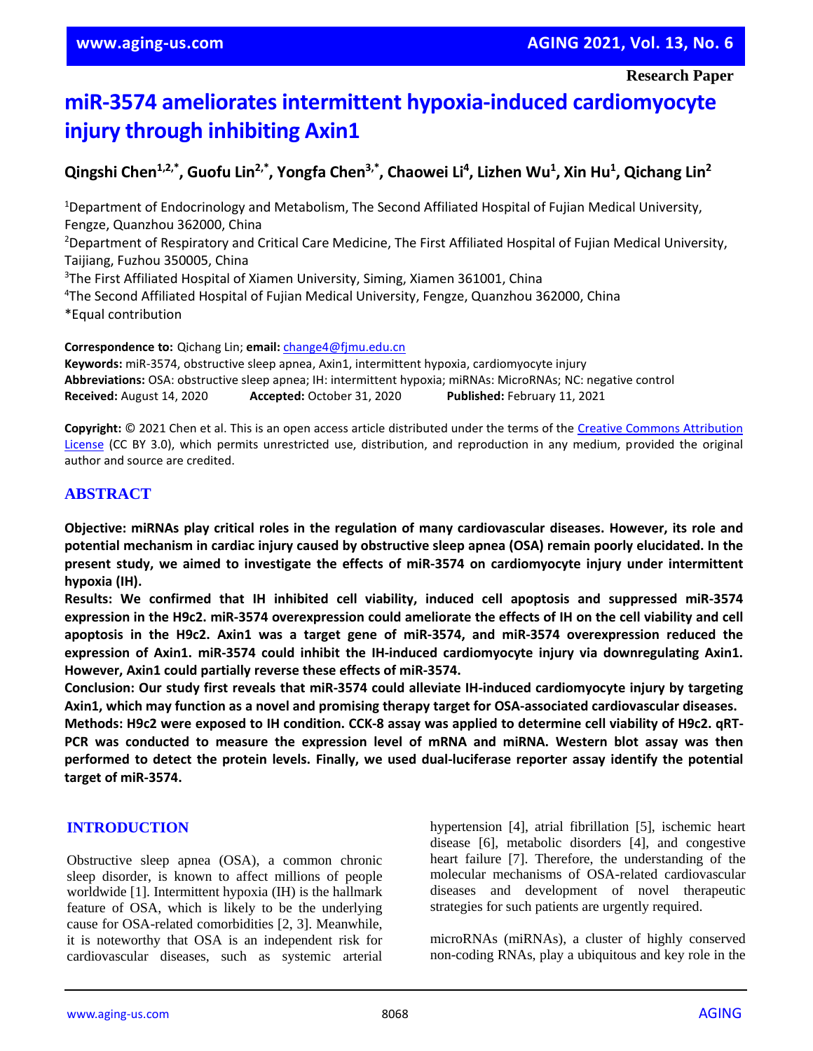Research Paper

# miR-3574 ameliorates intermittent hypoxia-induced cardiomyocyte injury through inhibiting Axin1

**Qingshi Chen[1,2,*], Guofu Lin[2,*], Yongfa Chen[3,*], Chaowei Li[4], Lizhen Wu[1], Xin Hu[1], Qichang Lin[2]**

[1]Department of Endocrinology and Metabolism, The Second Affiliated Hospital of Fujian Medical University, Fengze, Quanzhou 362000, China
[2]Department of Respiratory and Critical Care Medicine, The First Affiliated Hospital of Fujian Medical University, Taijiang, Fuzhou 350005, China
[3]The First Affiliated Hospital of Xiamen University, Siming, Xiamen 361001, China
[4]The Second Affiliated Hospital of Fujian Medical University, Fengze, Quanzhou 362000, China
*Equal contribution

**Correspondence to:** Qichang Lin; **email:** change4@fjmu.edu.cn
**Keywords:** miR-3574, obstructive sleep apnea, Axin1, intermittent hypoxia, cardiomyocyte injury
**Abbreviations:** OSA: obstructive sleep apnea; IH: intermittent hypoxia; miRNAs: MicroRNAs; NC: negative control
**Received:** August 14, 2020 **Accepted:** October 31, 2020 **Published:** February 11, 2021

**Copyright:** © 2021 Chen et al. This is an open access article distributed under the terms of the Creative Commons Attribution License (CC BY 3.0), which permits unrestricted use, distribution, and reproduction in any medium, provided the original author and source are credited.

## ABSTRACT

**Objective: miRNAs play critical roles in the regulation of many cardiovascular diseases. However, its role and potential mechanism in cardiac injury caused by obstructive sleep apnea (OSA) remain poorly elucidated. In the present study, we aimed to investigate the effects of miR-3574 on cardiomyocyte injury under intermittent hypoxia (IH).**

**Results: We confirmed that IH inhibited cell viability, induced cell apoptosis and suppressed miR-3574 expression in the H9c2. miR-3574 overexpression could ameliorate the effects of IH on the cell viability and cell apoptosis in the H9c2. Axin1 was a target gene of miR-3574, and miR-3574 overexpression reduced the expression of Axin1. miR-3574 could inhibit the IH-induced cardiomyocyte injury via downregulating Axin1. However, Axin1 could partially reverse these effects of miR-3574.**

**Conclusion: Our study first reveals that miR-3574 could alleviate IH-induced cardiomyocyte injury by targeting Axin1, which may function as a novel and promising therapy target for OSA-associated cardiovascular diseases.**

**Methods: H9c2 were exposed to IH condition. CCK-8 assay was applied to determine cell viability of H9c2. qRT-PCR was conducted to measure the expression level of mRNA and miRNA. Western blot assay was then performed to detect the protein levels. Finally, we used dual-luciferase reporter assay identify the potential target of miR-3574.**

## INTRODUCTION

Obstructive sleep apnea (OSA), a common chronic sleep disorder, is known to affect millions of people worldwide [1]. Intermittent hypoxia (IH) is the hallmark feature of OSA, which is likely to be the underlying cause for OSA-related comorbidities [2, 3]. Meanwhile, it is noteworthy that OSA is an independent risk for cardiovascular diseases, such as systemic arterial hypertension [4], atrial fibrillation [5], ischemic heart disease [6], metabolic disorders [4], and congestive heart failure [7]. Therefore, the understanding of the molecular mechanisms of OSA-related cardiovascular diseases and development of novel therapeutic strategies for such patients are urgently required.

microRNAs (miRNAs), a cluster of highly conserved non-coding RNAs, play a ubiquitous and key role in the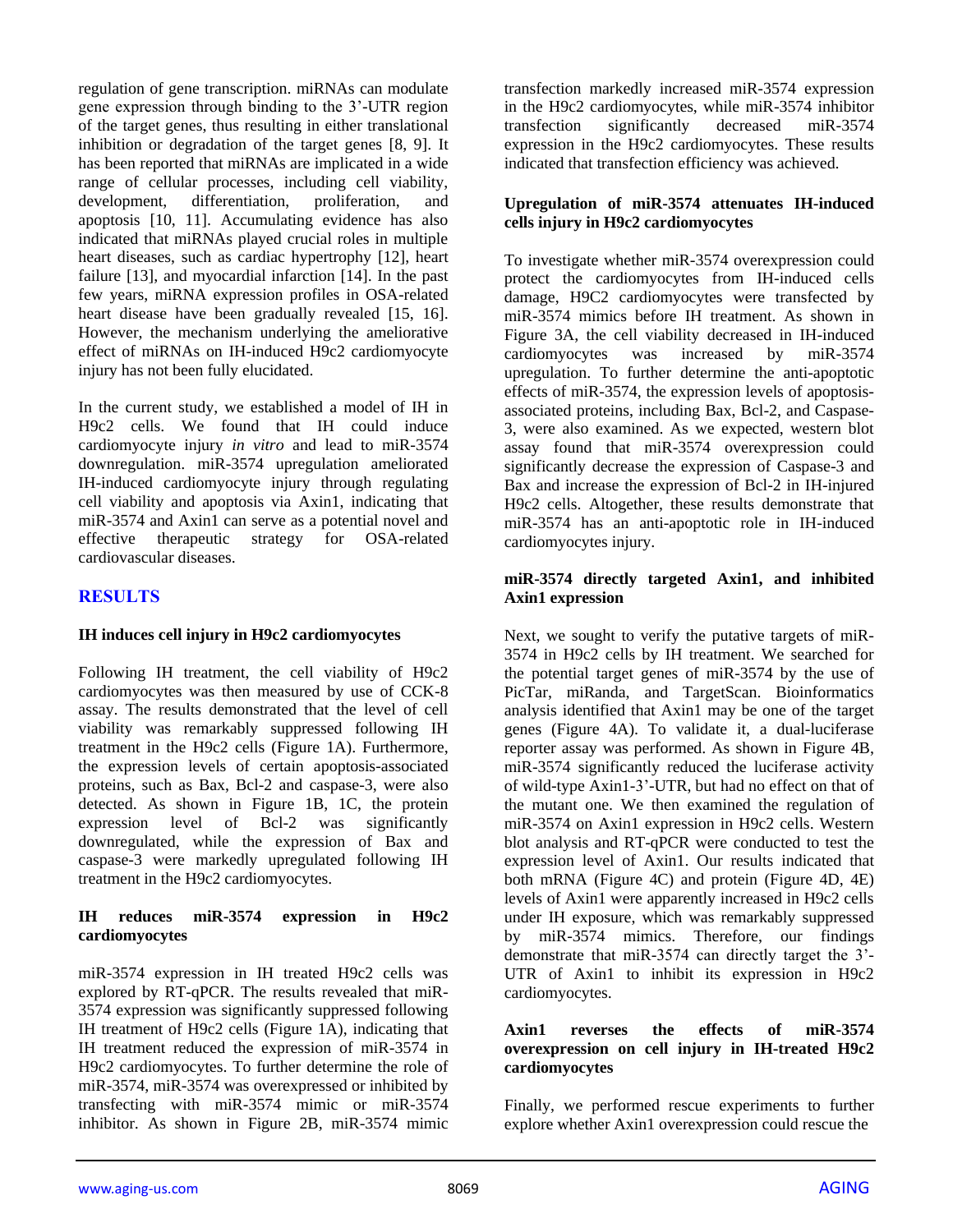regulation of gene transcription. miRNAs can modulate gene expression through binding to the 3'-UTR region of the target genes, thus resulting in either translational inhibition or degradation of the target genes [8, 9]. It has been reported that miRNAs are implicated in a wide range of cellular processes, including cell viability, development, differentiation, proliferation, and apoptosis [10, 11]. Accumulating evidence has also indicated that miRNAs played crucial roles in multiple heart diseases, such as cardiac hypertrophy [12], heart failure [13], and myocardial infarction [14]. In the past few years, miRNA expression profiles in OSA-related heart disease have been gradually revealed [15, 16]. However, the mechanism underlying the ameliorative effect of miRNAs on IH-induced H9c2 cardiomyocyte injury has not been fully elucidated.

In the current study, we established a model of IH in H9c2 cells. We found that IH could induce cardiomyocyte injury *in vitro* and lead to miR-3574 downregulation. miR-3574 upregulation ameliorated IH-induced cardiomyocyte injury through regulating cell viability and apoptosis via Axin1, indicating that miR-3574 and Axin1 can serve as a potential novel and effective therapeutic strategy for OSA-related cardiovascular diseases.

## RESULTS

### IH induces cell injury in H9c2 cardiomyocytes

Following IH treatment, the cell viability of H9c2 cardiomyocytes was then measured by use of CCK-8 assay. The results demonstrated that the level of cell viability was remarkably suppressed following IH treatment in the H9c2 cells (Figure 1A). Furthermore, the expression levels of certain apoptosis-associated proteins, such as Bax, Bcl-2 and caspase-3, were also detected. As shown in Figure 1B, 1C, the protein expression level of Bcl-2 was significantly downregulated, while the expression of Bax and caspase-3 were markedly upregulated following IH treatment in the H9c2 cardiomyocytes.

### IH reduces miR-3574 expression in H9c2 cardiomyocytes

miR-3574 expression in IH treated H9c2 cells was explored by RT-qPCR. The results revealed that miR-3574 expression was significantly suppressed following IH treatment of H9c2 cells (Figure 1A), indicating that IH treatment reduced the expression of miR-3574 in H9c2 cardiomyocytes. To further determine the role of miR-3574, miR-3574 was overexpressed or inhibited by transfecting with miR-3574 mimic or miR-3574 inhibitor. As shown in Figure 2B, miR-3574 mimic transfection markedly increased miR-3574 expression in the H9c2 cardiomyocytes, while miR-3574 inhibitor transfection significantly decreased miR-3574 expression in the H9c2 cardiomyocytes. These results indicated that transfection efficiency was achieved.

### Upregulation of miR-3574 attenuates IH-induced cells injury in H9c2 cardiomyocytes

To investigate whether miR-3574 overexpression could protect the cardiomyocytes from IH-induced cells damage, H9C2 cardiomyocytes were transfected by miR-3574 mimics before IH treatment. As shown in Figure 3A, the cell viability decreased in IH-induced cardiomyocytes was increased by miR-3574 upregulation. To further determine the anti-apoptotic effects of miR-3574, the expression levels of apoptosis-associated proteins, including Bax, Bcl-2, and Caspase-3, were also examined. As we expected, western blot assay found that miR-3574 overexpression could significantly decrease the expression of Caspase-3 and Bax and increase the expression of Bcl-2 in IH-injured H9c2 cells. Altogether, these results demonstrate that miR-3574 has an anti-apoptotic role in IH-induced cardiomyocytes injury.

### miR-3574 directly targeted Axin1, and inhibited Axin1 expression

Next, we sought to verify the putative targets of miR-3574 in H9c2 cells by IH treatment. We searched for the potential target genes of miR-3574 by the use of PicTar, miRanda, and TargetScan. Bioinformatics analysis identified that Axin1 may be one of the target genes (Figure 4A). To validate it, a dual-luciferase reporter assay was performed. As shown in Figure 4B, miR-3574 significantly reduced the luciferase activity of wild-type Axin1-3'-UTR, but had no effect on that of the mutant one. We then examined the regulation of miR-3574 on Axin1 expression in H9c2 cells. Western blot analysis and RT-qPCR were conducted to test the expression level of Axin1. Our results indicated that both mRNA (Figure 4C) and protein (Figure 4D, 4E) levels of Axin1 were apparently increased in H9c2 cells under IH exposure, which was remarkably suppressed by miR-3574 mimics. Therefore, our findings demonstrate that miR-3574 can directly target the 3'-UTR of Axin1 to inhibit its expression in H9c2 cardiomyocytes.

### Axin1 reverses the effects of miR-3574 overexpression on cell injury in IH-treated H9c2 cardiomyocytes

Finally, we performed rescue experiments to further explore whether Axin1 overexpression could rescue the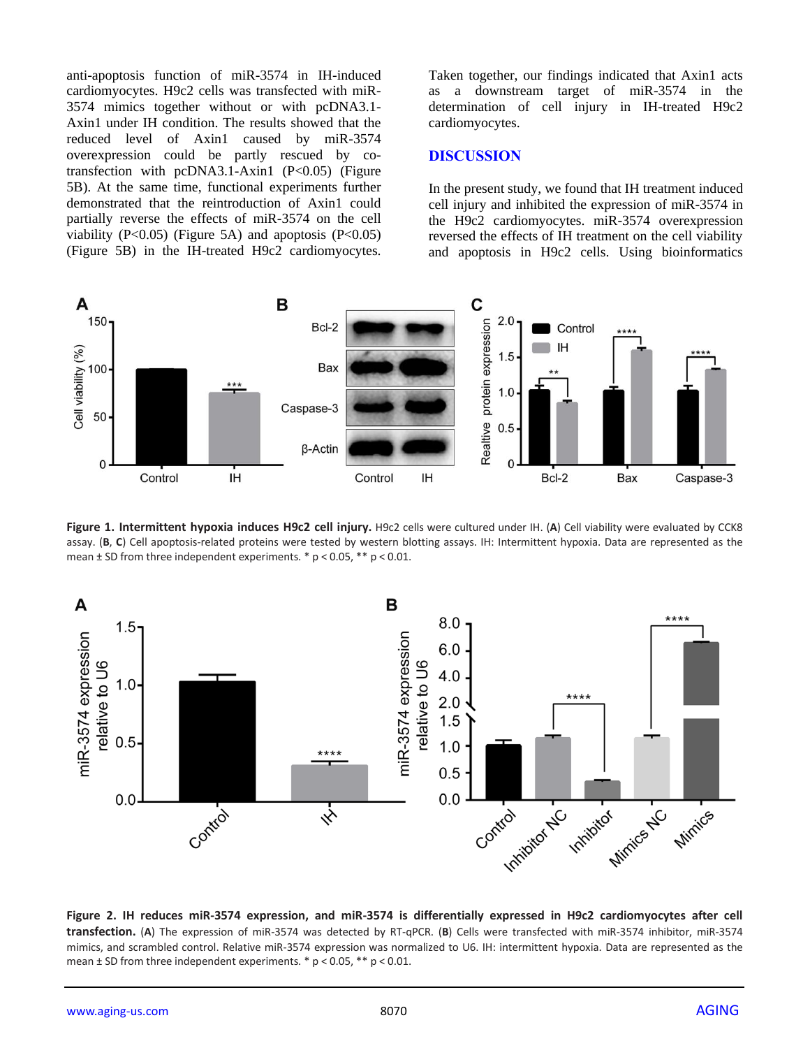anti-apoptosis function of miR-3574 in IH-induced cardiomyocytes. H9c2 cells was transfected with miR-3574 mimics together without or with pcDNA3.1-Axin1 under IH condition. The results showed that the reduced level of Axin1 caused by miR-3574 overexpression could be partly rescued by co-transfection with pcDNA3.1-Axin1 ($P<0.05$) (Figure 5B). At the same time, functional experiments further demonstrated that the reintroduction of Axin1 could partially reverse the effects of miR-3574 on the cell viability ($P<0.05$) (Figure 5A) and apoptosis ($P<0.05$) (Figure 5B) in the IH-treated H9c2 cardiomyocytes.

Taken together, our findings indicated that Axin1 acts as a downstream target of miR-3574 in the determination of cell injury in IH-treated H9c2 cardiomyocytes.

## DISCUSSION

In the present study, we found that IH treatment induced cell injury and inhibited the expression of miR-3574 in the H9c2 cardiomyocytes. miR-3574 overexpression reversed the effects of IH treatment on the cell viability and apoptosis in H9c2 cells. Using bioinformatics

**Figure 1. Intermittent hypoxia induces H9c2 cell injury.** H9c2 cells were cultured under IH. (**A**) Cell viability were evaluated by CCK8 assay. (**B**, **C**) Cell apoptosis-related proteins were tested by western blotting assays. IH: Intermittent hypoxia. Data are represented as the mean ± SD from three independent experiments. * $p < 0.05$, ** $p < 0.01$.

**Figure 2. IH reduces miR-3574 expression, and miR-3574 is differentially expressed in H9c2 cardiomyocytes after cell transfection.** (**A**) The expression of miR-3574 was detected by RT-qPCR. (**B**) Cells were transfected with miR-3574 inhibitor, miR-3574 mimics, and scrambled control. Relative miR-3574 expression was normalized to U6. IH: intermittent hypoxia. Data are represented as the mean ± SD from three independent experiments. * $p < 0.05$, ** $p < 0.01$.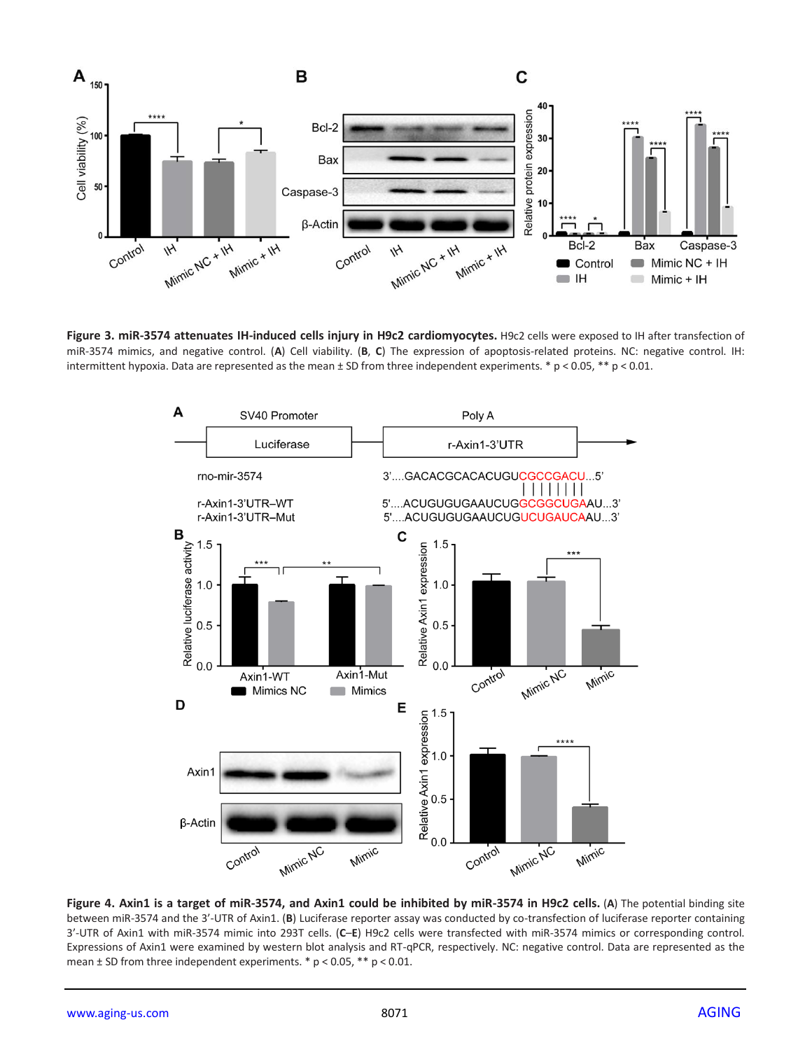**Figure 3. miR-3574 attenuates IH-induced cells injury in H9c2 cardiomyocytes.** H9c2 cells were exposed to IH after transfection of miR-3574 mimics, and negative control. (**A**) Cell viability. (**B**, **C**) The expression of apoptosis-related proteins. NC: negative control. IH: intermittent hypoxia. Data are represented as the mean ± SD from three independent experiments. * p < 0.05, ** p < 0.01.

**Figure 4. Axin1 is a target of miR-3574, and Axin1 could be inhibited by miR-3574 in H9c2 cells.** (**A**) The potential binding site between miR-3574 and the 3'-UTR of Axin1. (**B**) Luciferase reporter assay was conducted by co-transfection of luciferase reporter containing 3'-UTR of Axin1 with miR-3574 mimic into 293T cells. (**C**–**E**) H9c2 cells were transfected with miR-3574 mimics or corresponding control. Expressions of Axin1 were examined by western blot analysis and RT-qPCR, respectively. NC: negative control. Data are represented as the mean ± SD from three independent experiments. * p < 0.05, ** p < 0.01.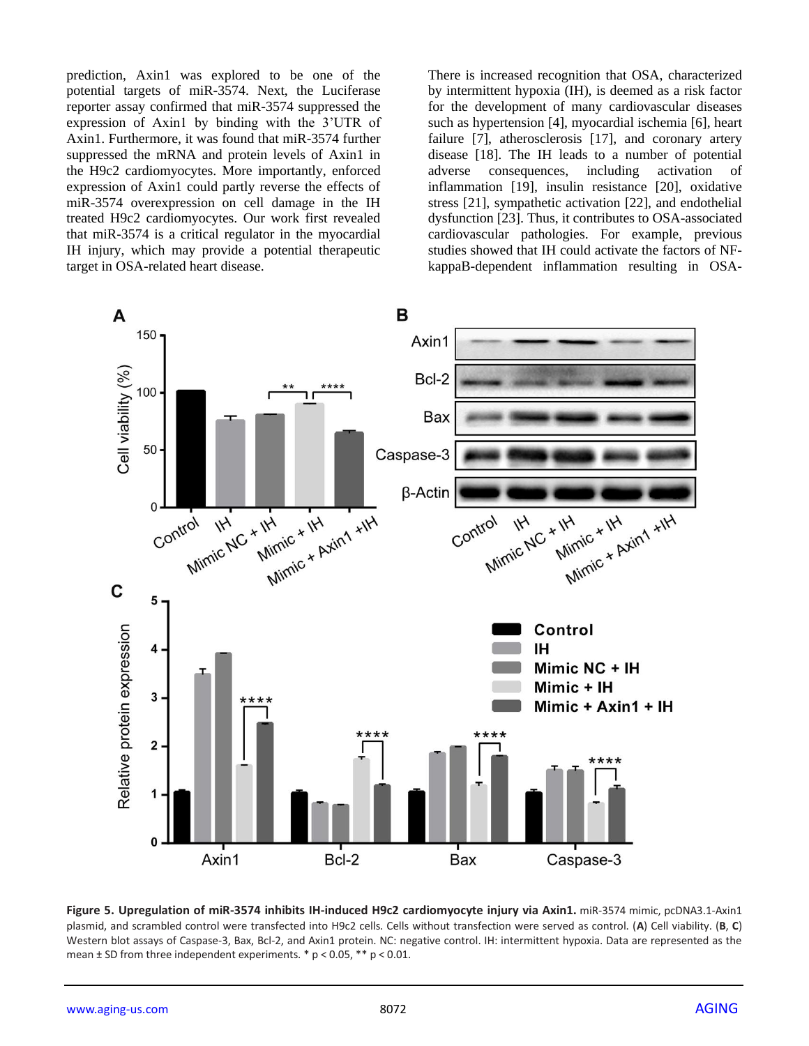prediction, Axin1 was explored to be one of the potential targets of miR-3574. Next, the Luciferase reporter assay confirmed that miR-3574 suppressed the expression of Axin1 by binding with the 3'UTR of Axin1. Furthermore, it was found that miR-3574 further suppressed the mRNA and protein levels of Axin1 in the H9c2 cardiomyocytes. More importantly, enforced expression of Axin1 could partly reverse the effects of miR-3574 overexpression on cell damage in the IH treated H9c2 cardiomyocytes. Our work first revealed that miR-3574 is a critical regulator in the myocardial IH injury, which may provide a potential therapeutic target in OSA-related heart disease.

There is increased recognition that OSA, characterized by intermittent hypoxia (IH), is deemed as a risk factor for the development of many cardiovascular diseases such as hypertension [4], myocardial ischemia [6], heart failure [7], atherosclerosis [17], and coronary artery disease [18]. The IH leads to a number of potential adverse consequences, including activation of inflammation [19], insulin resistance [20], oxidative stress [21], sympathetic activation [22], and endothelial dysfunction [23]. Thus, it contributes to OSA-associated cardiovascular pathologies. For example, previous studies showed that IH could activate the factors of NF-kappaB-dependent inflammation resulting in OSA-

**Figure 5. Upregulation of miR-3574 inhibits IH-induced H9c2 cardiomyocyte injury via Axin1.** miR-3574 mimic, pcDNA3.1-Axin1 plasmid, and scrambled control were transfected into H9c2 cells. Cells without transfection were served as control. (**A**) Cell viability. (**B**, **C**) Western blot assays of Caspase-3, Bax, Bcl-2, and Axin1 protein. NC: negative control. IH: intermittent hypoxia. Data are represented as the mean ± SD from three independent experiments. * $p < 0.05$, ** $p < 0.01$.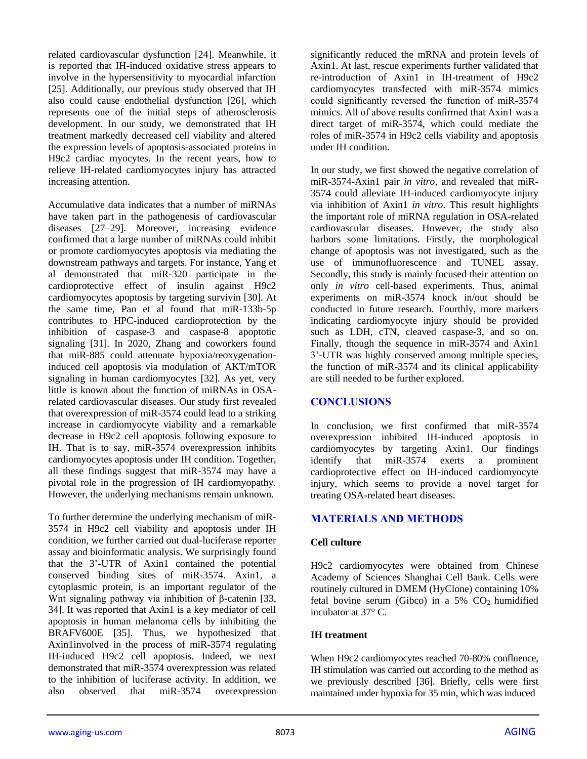related cardiovascular dysfunction [24]. Meanwhile, it is reported that IH-induced oxidative stress appears to involve in the hypersensitivity to myocardial infarction [25]. Additionally, our previous study observed that IH also could cause endothelial dysfunction [26], which represents one of the initial steps of atherosclerosis development. In our study, we demonstrated that IH treatment markedly decreased cell viability and altered the expression levels of apoptosis-associated proteins in H9c2 cardiac myocytes. In the recent years, how to relieve IH-related cardiomyocytes injury has attracted increasing attention.

Accumulative data indicates that a number of miRNAs have taken part in the pathogenesis of cardiovascular diseases [27–29]. Moreover, increasing evidence confirmed that a large number of miRNAs could inhibit or promote cardiomyocytes apoptosis via mediating the downstream pathways and targets. For instance, Yang et al demonstrated that miR-320 participate in the cardioprotective effect of insulin against H9c2 cardiomyocytes apoptosis by targeting survivin [30]. At the same time, Pan et al found that miR-133b-5p contributes to HPC-induced cardioprotection by the inhibition of caspase-3 and caspase-8 apoptotic signaling [31]. In 2020, Zhang and coworkers found that miR-885 could attenuate hypoxia/reoxygenation-induced cell apoptosis via modulation of AKT/mTOR signaling in human cardiomyocytes [32]. As yet, very little is known about the function of miRNAs in OSA-related cardiovascular diseases. Our study first revealed that overexpression of miR-3574 could lead to a striking increase in cardiomyocyte viability and a remarkable decrease in H9c2 cell apoptosis following exposure to IH. That is to say, miR-3574 overexpression inhibits cardiomyocytes apoptosis under IH condition. Together, all these findings suggest that miR-3574 may have a pivotal role in the progression of IH cardiomyopathy. However, the underlying mechanisms remain unknown.

To further determine the underlying mechanism of miR-3574 in H9c2 cell viability and apoptosis under IH condition, we further carried out dual-luciferase reporter assay and bioinformatic analysis. We surprisingly found that the 3'-UTR of Axin1 contained the potential conserved binding sites of miR-3574. Axin1, a cytoplasmic protein, is an important regulator of the Wnt signaling pathway via inhibition of β-catenin [33, 34]. It was reported that Axin1 is a key mediator of cell apoptosis in human melanoma cells by inhibiting the BRAFV600E [35]. Thus, we hypothesized that Axin1involved in the process of miR-3574 regulating IH-induced H9c2 cell apoptosis. Indeed, we next demonstrated that miR-3574 overexpression was related to the inhibition of luciferase activity. In addition, we also observed that miR-3574 overexpression significantly reduced the mRNA and protein levels of Axin1. At last, rescue experiments further validated that re-introduction of Axin1 in IH-treatment of H9c2 cardiomyocytes transfected with miR-3574 mimics could significantly reversed the function of miR-3574 mimics. All of above results confirmed that Axin1 was a direct target of miR-3574, which could mediate the roles of miR-3574 in H9c2 cells viability and apoptosis under IH condition.

In our study, we first showed the negative correlation of miR-3574-Axin1 pair *in vitro*, and revealed that miR-3574 could alleviate IH-induced cardiomyocyte injury via inhibition of Axin1 *in vitro*. This result highlights the important role of miRNA regulation in OSA-related cardiovascular diseases. However, the study also harbors some limitations. Firstly, the morphological change of apoptosis was not investigated, such as the use of immunofluorescence and TUNEL assay. Secondly, this study is mainly focused their attention on only *in vitro* cell-based experiments. Thus, animal experiments on miR-3574 knock in/out should be conducted in future research. Fourthly, more markers indicating cardiomyocyte injury should be provided such as LDH, cTN, cleaved caspase-3, and so on. Finally, though the sequence in miR-3574 and Axin1 3'-UTR was highly conserved among multiple species, the function of miR-3574 and its clinical applicability are still needed to be further explored.

## CONCLUSIONS

In conclusion, we first confirmed that miR-3574 overexpression inhibited IH-induced apoptosis in cardiomyocytes by targeting Axin1. Our findings identify that miR-3574 exerts a prominent cardioprotective effect on IH-induced cardiomyocyte injury, which seems to provide a novel target for treating OSA-related heart diseases.

## MATERIALS AND METHODS

### Cell culture

H9c2 cardiomyocytes were obtained from Chinese Academy of Sciences Shanghai Cell Bank. Cells were routinely cultured in DMEM (HyClone) containing 10% fetal bovine serum (Gibco) in a 5% $CO_2$ humidified incubator at 37° C.

### IH treatment

When H9c2 cardiomyocytes reached 70-80% confluence, IH stimulation was carried out according to the method as we previously described [36]. Briefly, cells were first maintained under hypoxia for 35 min, which was induced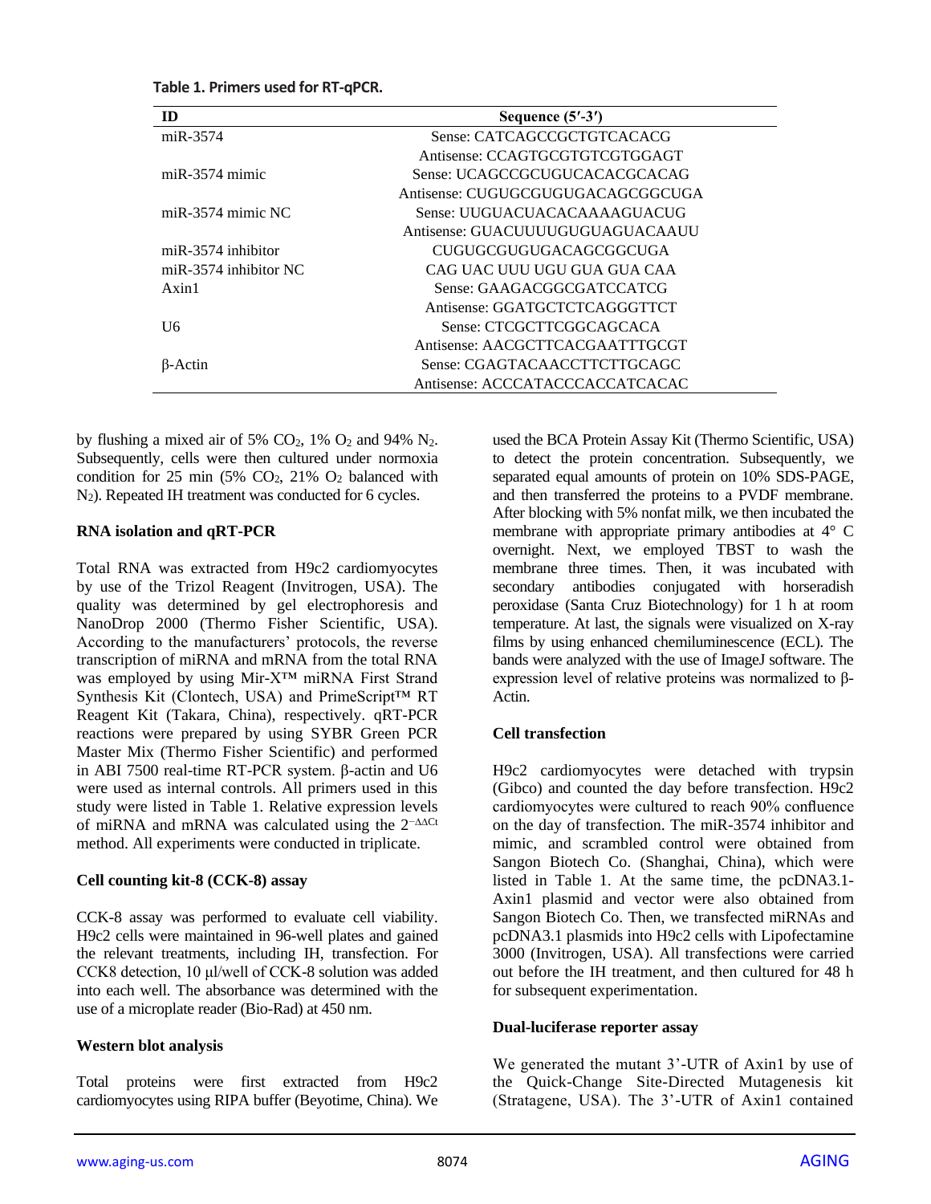**Table 1. Primers used for RT-qPCR.**

| ID | Sequence (5′-3′) |
|---|---|
| miR-3574 | Sense: CATCAGCCGCTGTCACACG |
| | Antisense: CCAGTGCGTGTCGTGGAGT |
| miR-3574 mimic | Sense: UCAGCCGCUGUCACACGCACAG |
| | Antisense: CUGUGCGUGUGACAGCGGCUGA |
| miR-3574 mimic NC | Sense: UUGUACUACACAAAAGUACUG |
| | Antisense: GUACUUUUGUGUAGUACAAUU |
| miR-3574 inhibitor | CUGUGCGUGUGACAGCGGCUGA |
| miR-3574 inhibitor NC | CAG UAC UUU UGU GUA GUA CAA |
| Axin1 | Sense: GAAGACGGCGATCCATCG |
| | Antisense: GGATGCTCTCAGGGTTCT |
| U6 | Sense: CTCGCTTCGGCAGCACA |
| | Antisense: AACGCTTCACGAATTTGCGT |
| β-Actin | Sense: CGAGTACAACCTTCTTGCAGC |
| | Antisense: ACCCATACCCACCATCACAC |

by flushing a mixed air of 5% $CO_2$, 1% $O_2$ and 94% $N_2$. Subsequently, cells were then cultured under normoxia condition for 25 min (5% $CO_2$, 21% $O_2$ balanced with $N_2$). Repeated IH treatment was conducted for 6 cycles.

### RNA isolation and qRT-PCR

Total RNA was extracted from H9c2 cardiomyocytes by use of the Trizol Reagent (Invitrogen, USA). The quality was determined by gel electrophoresis and NanoDrop 2000 (Thermo Fisher Scientific, USA). According to the manufacturers' protocols, the reverse transcription of miRNA and mRNA from the total RNA was employed by using Mir-X™ miRNA First Strand Synthesis Kit (Clontech, USA) and PrimeScript™ RT Reagent Kit (Takara, China), respectively. qRT-PCR reactions were prepared by using SYBR Green PCR Master Mix (Thermo Fisher Scientific) and performed in ABI 7500 real-time RT-PCR system. β-actin and U6 were used as internal controls. All primers used in this study were listed in Table 1. Relative expression levels of miRNA and mRNA was calculated using the $2^{-\Delta\Delta Ct}$ method. All experiments were conducted in triplicate.

### Cell counting kit-8 (CCK-8) assay

CCK-8 assay was performed to evaluate cell viability. H9c2 cells were maintained in 96-well plates and gained the relevant treatments, including IH, transfection. For CCK8 detection, 10 μl/well of CCK-8 solution was added into each well. The absorbance was determined with the use of a microplate reader (Bio-Rad) at 450 nm.

### Western blot analysis

Total proteins were first extracted from H9c2 cardiomyocytes using RIPA buffer (Beyotime, China). We used the BCA Protein Assay Kit (Thermo Scientific, USA) to detect the protein concentration. Subsequently, we separated equal amounts of protein on 10% SDS-PAGE, and then transferred the proteins to a PVDF membrane. After blocking with 5% nonfat milk, we then incubated the membrane with appropriate primary antibodies at 4° C overnight. Next, we employed TBST to wash the membrane three times. Then, it was incubated with secondary antibodies conjugated with horseradish peroxidase (Santa Cruz Biotechnology) for 1 h at room temperature. At last, the signals were visualized on X-ray films by using enhanced chemiluminescence (ECL). The bands were analyzed with the use of ImageJ software. The expression level of relative proteins was normalized to β-Actin.

### Cell transfection

H9c2 cardiomyocytes were detached with trypsin (Gibco) and counted the day before transfection. H9c2 cardiomyocytes were cultured to reach 90% confluence on the day of transfection. The miR-3574 inhibitor and mimic, and scrambled control were obtained from Sangon Biotech Co. (Shanghai, China), which were listed in Table 1. At the same time, the pcDNA3.1-Axin1 plasmid and vector were also obtained from Sangon Biotech Co. Then, we transfected miRNAs and pcDNA3.1 plasmids into H9c2 cells with Lipofectamine 3000 (Invitrogen, USA). All transfections were carried out before the IH treatment, and then cultured for 48 h for subsequent experimentation.

### Dual-luciferase reporter assay

We generated the mutant 3'-UTR of Axin1 by use of the Quick-Change Site-Directed Mutagenesis kit (Stratagene, USA). The 3'-UTR of Axin1 contained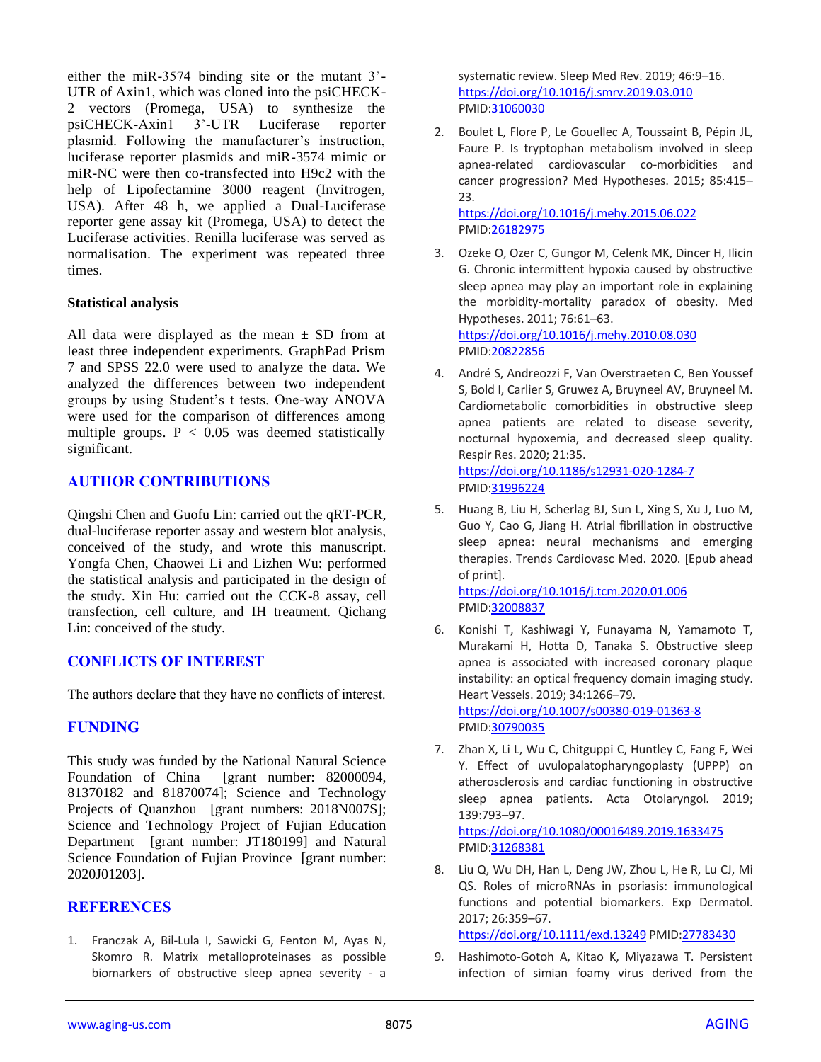either the miR-3574 binding site or the mutant 3'-UTR of Axin1, which was cloned into the psiCHECK-2 vectors (Promega, USA) to synthesize the psiCHECK-Axin1 3'-UTR Luciferase reporter plasmid. Following the manufacturer's instruction, luciferase reporter plasmids and miR-3574 mimic or miR-NC were then co-transfected into H9c2 with the help of Lipofectamine 3000 reagent (Invitrogen, USA). After 48 h, we applied a Dual-Luciferase reporter gene assay kit (Promega, USA) to detect the Luciferase activities. Renilla luciferase was served as normalisation. The experiment was repeated three times.

### Statistical analysis

All data were displayed as the mean ± SD from at least three independent experiments. GraphPad Prism 7 and SPSS 22.0 were used to analyze the data. We analyzed the differences between two independent groups by using Student's t tests. One-way ANOVA were used for the comparison of differences among multiple groups. $P < 0.05$ was deemed statistically significant.

## AUTHOR CONTRIBUTIONS

Qingshi Chen and Guofu Lin: carried out the qRT-PCR, dual-luciferase reporter assay and western blot analysis, conceived of the study, and wrote this manuscript. Yongfa Chen, Chaowei Li and Lizhen Wu: performed the statistical analysis and participated in the design of the study. Xin Hu: carried out the CCK-8 assay, cell transfection, cell culture, and IH treatment. Qichang Lin: conceived of the study.

## CONFLICTS OF INTEREST

The authors declare that they have no conflicts of interest.

## FUNDING

This study was funded by the National Natural Science Foundation of China [grant number: 82000094, 81370182 and 81870074]; Science and Technology Projects of Quanzhou [grant numbers: 2018N007S]; Science and Technology Project of Fujian Education Department [grant number: JT180199] and Natural Science Foundation of Fujian Province [grant number: 2020J01203].

## REFERENCES

1. Franczak A, Bil-Lula I, Sawicki G, Fenton M, Ayas N, Skomro R. Matrix metalloproteinases as possible biomarkers of obstructive sleep apnea severity - a systematic review. Sleep Med Rev. 2019; 46:9–16. https://doi.org/10.1016/j.smrv.2019.03.010 PMID:31060030

2. Boulet L, Flore P, Le Gouellec A, Toussaint B, Pépin JL, Faure P. Is tryptophan metabolism involved in sleep apnea-related cardiovascular co-morbidities and cancer progression? Med Hypotheses. 2015; 85:415–23. https://doi.org/10.1016/j.mehy.2015.06.022 PMID:26182975

3. Ozeke O, Ozer C, Gungor M, Celenk MK, Dincer H, Ilicin G. Chronic intermittent hypoxia caused by obstructive sleep apnea may play an important role in explaining the morbidity-mortality paradox of obesity. Med Hypotheses. 2011; 76:61–63. https://doi.org/10.1016/j.mehy.2010.08.030 PMID:20822856

4. André S, Andreozzi F, Van Overstraeten C, Ben Youssef S, Bold I, Carlier S, Gruwez A, Bruyneel AV, Bruyneel M. Cardiometabolic comorbidities in obstructive sleep apnea patients are related to disease severity, nocturnal hypoxemia, and decreased sleep quality. Respir Res. 2020; 21:35. https://doi.org/10.1186/s12931-020-1284-7 PMID:31996224

5. Huang B, Liu H, Scherlag BJ, Sun L, Xing S, Xu J, Luo M, Guo Y, Cao G, Jiang H. Atrial fibrillation in obstructive sleep apnea: neural mechanisms and emerging therapies. Trends Cardiovasc Med. 2020. [Epub ahead of print]. https://doi.org/10.1016/j.tcm.2020.01.006 PMID:32008837

6. Konishi T, Kashiwagi Y, Funayama N, Yamamoto T, Murakami H, Hotta D, Tanaka S. Obstructive sleep apnea is associated with increased coronary plaque instability: an optical frequency domain imaging study. Heart Vessels. 2019; 34:1266–79. https://doi.org/10.1007/s00380-019-01363-8 PMID:30790035

7. Zhan X, Li L, Wu C, Chitguppi C, Huntley C, Fang F, Wei Y. Effect of uvulopalatopharyngoplasty (UPPP) on atherosclerosis and cardiac functioning in obstructive sleep apnea patients. Acta Otolaryngol. 2019; 139:793–97. https://doi.org/10.1080/00016489.2019.1633475 PMID:31268381

8. Liu Q, Wu DH, Han L, Deng JW, Zhou L, He R, Lu CJ, Mi QS. Roles of microRNAs in psoriasis: immunological functions and potential biomarkers. Exp Dermatol. 2017; 26:359–67. https://doi.org/10.1111/exd.13249 PMID:27783430

9. Hashimoto-Gotoh A, Kitao K, Miyazawa T. Persistent infection of simian foamy virus derived from the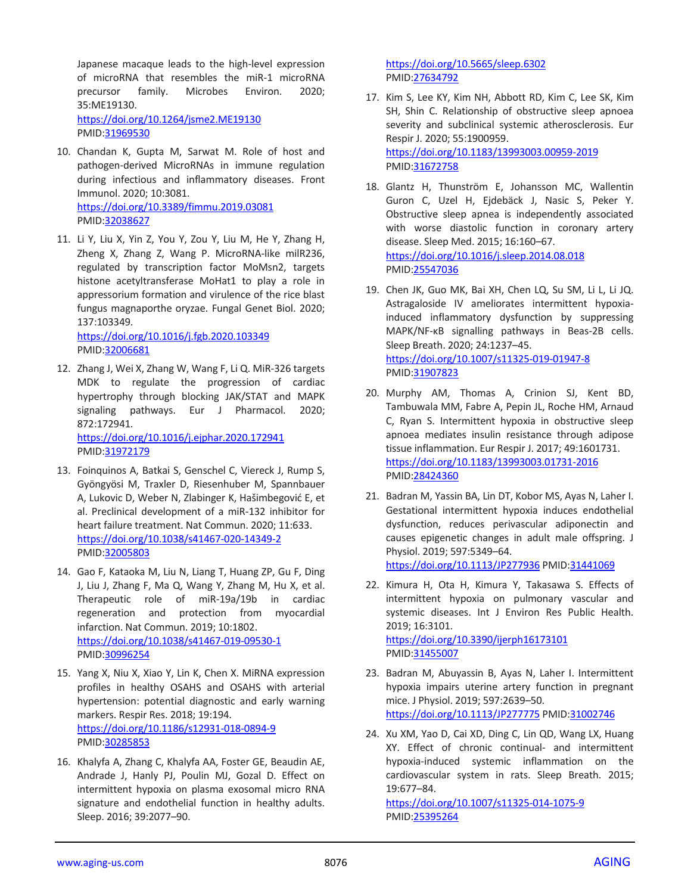Japanese macaque leads to the high-level expression of microRNA that resembles the miR-1 microRNA precursor family. Microbes Environ. 2020; 35:ME19130.
https://doi.org/10.1264/jsme2.ME19130
PMID:31969530

10. Chandan K, Gupta M, Sarwat M. Role of host and pathogen-derived MicroRNAs in immune regulation during infectious and inflammatory diseases. Front Immunol. 2020; 10:3081.
https://doi.org/10.3389/fimmu.2019.03081
PMID:32038627

11. Li Y, Liu X, Yin Z, You Y, Zou Y, Liu M, He Y, Zhang H, Zheng X, Zhang Z, Wang P. MicroRNA-like milR236, regulated by transcription factor MoMsn2, targets histone acetyltransferase MoHat1 to play a role in appressorium formation and virulence of the rice blast fungus magnaporthe oryzae. Fungal Genet Biol. 2020; 137:103349.
https://doi.org/10.1016/j.fgb.2020.103349
PMID:32006681

12. Zhang J, Wei X, Zhang W, Wang F, Li Q. MiR-326 targets MDK to regulate the progression of cardiac hypertrophy through blocking JAK/STAT and MAPK signaling pathways. Eur J Pharmacol. 2020; 872:172941.
https://doi.org/10.1016/j.ejphar.2020.172941
PMID:31972179

13. Foinquinos A, Batkai S, Genschel C, Viereck J, Rump S, Gyöngyösi M, Traxler D, Riesenhuber M, Spannbauer A, Lukovic D, Weber N, Zlabinger K, Hašimbegović E, et al. Preclinical development of a miR-132 inhibitor for heart failure treatment. Nat Commun. 2020; 11:633.
https://doi.org/10.1038/s41467-020-14349-2
PMID:32005803

14. Gao F, Kataoka M, Liu N, Liang T, Huang ZP, Gu F, Ding J, Liu J, Zhang F, Ma Q, Wang Y, Zhang M, Hu X, et al. Therapeutic role of miR-19a/19b in cardiac regeneration and protection from myocardial infarction. Nat Commun. 2019; 10:1802.
https://doi.org/10.1038/s41467-019-09530-1
PMID:30996254

15. Yang X, Niu X, Xiao Y, Lin K, Chen X. MiRNA expression profiles in healthy OSAHS and OSAHS with arterial hypertension: potential diagnostic and early warning markers. Respir Res. 2018; 19:194.
https://doi.org/10.1186/s12931-018-0894-9
PMID:30285853

16. Khalyfa A, Zhang C, Khalyfa AA, Foster GE, Beaudin AE, Andrade J, Hanly PJ, Poulin MJ, Gozal D. Effect on intermittent hypoxia on plasma exosomal micro RNA signature and endothelial function in healthy adults. Sleep. 2016; 39:2077–90.
https://doi.org/10.5665/sleep.6302
PMID:27634792

17. Kim S, Lee KY, Kim NH, Abbott RD, Kim C, Lee SK, Kim SH, Shin C. Relationship of obstructive sleep apnoea severity and subclinical systemic atherosclerosis. Eur Respir J. 2020; 55:1900959.
https://doi.org/10.1183/13993003.00959-2019
PMID:31672758

18. Glantz H, Thunström E, Johansson MC, Wallentin Guron C, Uzel H, Ejdebäck J, Nasic S, Peker Y. Obstructive sleep apnea is independently associated with worse diastolic function in coronary artery disease. Sleep Med. 2015; 16:160–67.
https://doi.org/10.1016/j.sleep.2014.08.018
PMID:25547036

19. Chen JK, Guo MK, Bai XH, Chen LQ, Su SM, Li L, Li JQ. Astragaloside IV ameliorates intermittent hypoxia-induced inflammatory dysfunction by suppressing MAPK/NF-κB signalling pathways in Beas-2B cells. Sleep Breath. 2020; 24:1237–45.
https://doi.org/10.1007/s11325-019-01947-8
PMID:31907823

20. Murphy AM, Thomas A, Crinion SJ, Kent BD, Tambuwala MM, Fabre A, Pepin JL, Roche HM, Arnaud C, Ryan S. Intermittent hypoxia in obstructive sleep apnoea mediates insulin resistance through adipose tissue inflammation. Eur Respir J. 2017; 49:1601731.
https://doi.org/10.1183/13993003.01731-2016
PMID:28424360

21. Badran M, Yassin BA, Lin DT, Kobor MS, Ayas N, Laher I. Gestational intermittent hypoxia induces endothelial dysfunction, reduces perivascular adiponectin and causes epigenetic changes in adult male offspring. J Physiol. 2019; 597:5349–64.
https://doi.org/10.1113/JP277936 PMID:31441069

22. Kimura H, Ota H, Kimura Y, Takasawa S. Effects of intermittent hypoxia on pulmonary vascular and systemic diseases. Int J Environ Res Public Health. 2019; 16:3101.
https://doi.org/10.3390/ijerph16173101
PMID:31455007

23. Badran M, Abuyassin B, Ayas N, Laher I. Intermittent hypoxia impairs uterine artery function in pregnant mice. J Physiol. 2019; 597:2639–50.
https://doi.org/10.1113/JP277775 PMID:31002746

24. Xu XM, Yao D, Cai XD, Ding C, Lin QD, Wang LX, Huang XY. Effect of chronic continual- and intermittent hypoxia-induced systemic inflammation on the cardiovascular system in rats. Sleep Breath. 2015; 19:677–84.
https://doi.org/10.1007/s11325-014-1075-9
PMID:25395264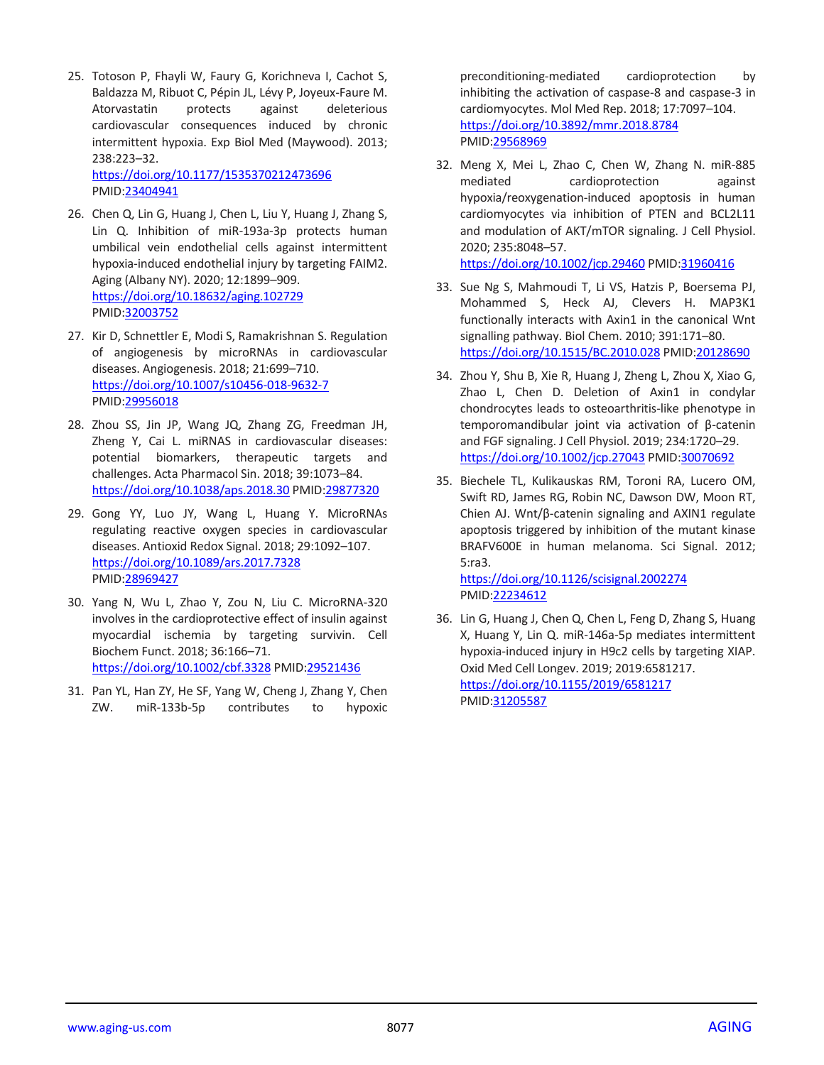25. Totoson P, Fhayli W, Faury G, Korichneva I, Cachot S, Baldazza M, Ribuot C, Pépin JL, Lévy P, Joyeux-Faure M. Atorvastatin protects against deleterious cardiovascular consequences induced by chronic intermittent hypoxia. Exp Biol Med (Maywood). 2013; 238:223–32. https://doi.org/10.1177/1535370212473696 PMID:23404941

26. Chen Q, Lin G, Huang J, Chen L, Liu Y, Huang J, Zhang S, Lin Q. Inhibition of miR-193a-3p protects human umbilical vein endothelial cells against intermittent hypoxia-induced endothelial injury by targeting FAIM2. Aging (Albany NY). 2020; 12:1899–909. https://doi.org/10.18632/aging.102729 PMID:32003752

27. Kir D, Schnettler E, Modi S, Ramakrishnan S. Regulation of angiogenesis by microRNAs in cardiovascular diseases. Angiogenesis. 2018; 21:699–710. https://doi.org/10.1007/s10456-018-9632-7 PMID:29956018

28. Zhou SS, Jin JP, Wang JQ, Zhang ZG, Freedman JH, Zheng Y, Cai L. miRNAS in cardiovascular diseases: potential biomarkers, therapeutic targets and challenges. Acta Pharmacol Sin. 2018; 39:1073–84. https://doi.org/10.1038/aps.2018.30 PMID:29877320

29. Gong YY, Luo JY, Wang L, Huang Y. MicroRNAs regulating reactive oxygen species in cardiovascular diseases. Antioxid Redox Signal. 2018; 29:1092–107. https://doi.org/10.1089/ars.2017.7328 PMID:28969427

30. Yang N, Wu L, Zhao Y, Zou N, Liu C. MicroRNA-320 involves in the cardioprotective effect of insulin against myocardial ischemia by targeting survivin. Cell Biochem Funct. 2018; 36:166–71. https://doi.org/10.1002/cbf.3328 PMID:29521436

31. Pan YL, Han ZY, He SF, Yang W, Cheng J, Zhang Y, Chen ZW. miR-133b-5p contributes to hypoxic preconditioning-mediated cardioprotection by inhibiting the activation of caspase-8 and caspase-3 in cardiomyocytes. Mol Med Rep. 2018; 17:7097–104. https://doi.org/10.3892/mmr.2018.8784 PMID:29568969

32. Meng X, Mei L, Zhao C, Chen W, Zhang N. miR-885 mediated cardioprotection against hypoxia/reoxygenation-induced apoptosis in human cardiomyocytes via inhibition of PTEN and BCL2L11 and modulation of AKT/mTOR signaling. J Cell Physiol. 2020; 235:8048–57. https://doi.org/10.1002/jcp.29460 PMID:31960416

33. Sue Ng S, Mahmoudi T, Li VS, Hatzis P, Boersema PJ, Mohammed S, Heck AJ, Clevers H. MAP3K1 functionally interacts with Axin1 in the canonical Wnt signalling pathway. Biol Chem. 2010; 391:171–80. https://doi.org/10.1515/BC.2010.028 PMID:20128690

34. Zhou Y, Shu B, Xie R, Huang J, Zheng L, Zhou X, Xiao G, Zhao L, Chen D. Deletion of Axin1 in condylar chondrocytes leads to osteoarthritis-like phenotype in temporomandibular joint via activation of β-catenin and FGF signaling. J Cell Physiol. 2019; 234:1720–29. https://doi.org/10.1002/jcp.27043 PMID:30070692

35. Biechele TL, Kulikauskas RM, Toroni RA, Lucero OM, Swift RD, James RG, Robin NC, Dawson DW, Moon RT, Chien AJ. Wnt/β-catenin signaling and AXIN1 regulate apoptosis triggered by inhibition of the mutant kinase BRAFV600E in human melanoma. Sci Signal. 2012; 5:ra3. https://doi.org/10.1126/scisignal.2002274 PMID:22234612

36. Lin G, Huang J, Chen Q, Chen L, Feng D, Zhang S, Huang X, Huang Y, Lin Q. miR-146a-5p mediates intermittent hypoxia-induced injury in H9c2 cells by targeting XIAP. Oxid Med Cell Longev. 2019; 2019:6581217. https://doi.org/10.1155/2019/6581217 PMID:31205587